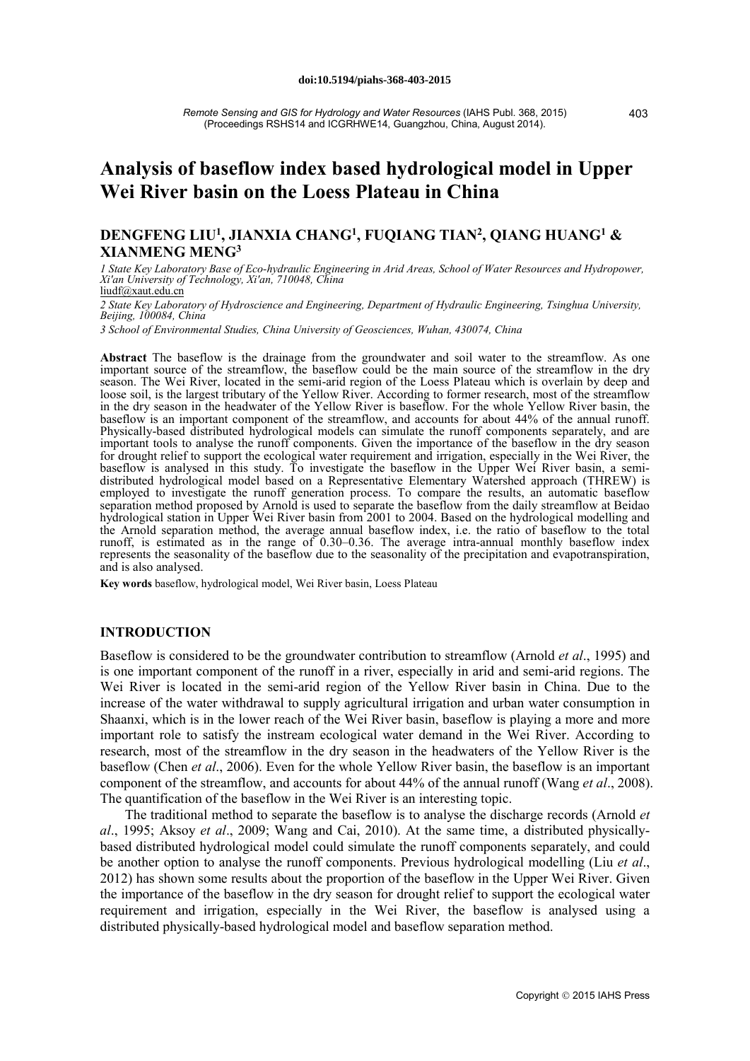doi:10.5194/piahs-368-403-2015

*Remote Sensing and GIS for Hydrology and Water Resources* (IAHS Publ. 368, 2015)
(Proceedings RSHS14 and ICGRHWE14, Guangzhou, China, August 2014).

# Analysis of baseflow index based hydrological model in Upper Wei River basin on the Loess Plateau in China

## DENGFENG LIU[1], JIANXIA CHANG[1], FUQIANG TIAN[2], QIANG HUANG[1] & XIANMENG MENG[3]

*1 State Key Laboratory Base of Eco-hydraulic Engineering in Arid Areas, School of Water Resources and Hydropower, Xi'an University of Technology, Xi'an, 710048, China*
liudf@xaut.edu.cn

*2 State Key Laboratory of Hydroscience and Engineering, Department of Hydraulic Engineering, Tsinghua University, Beijing, 100084, China*

*3 School of Environmental Studies, China University of Geosciences, Wuhan, 430074, China*

**Abstract** The baseflow is the drainage from the groundwater and soil water to the streamflow. As one important source of the streamflow, the baseflow could be the main source of the streamflow in the dry season. The Wei River, located in the semi-arid region of the Loess Plateau which is overlain by deep and loose soil, is the largest tributary of the Yellow River. According to former research, most of the streamflow in the dry season in the headwater of the Yellow River is baseflow. For the whole Yellow River basin, the baseflow is an important component of the streamflow, and accounts for about 44% of the annual runoff. Physically-based distributed hydrological models can simulate the runoff components separately, and are important tools to analyse the runoff components. Given the importance of the baseflow in the dry season for drought relief to support the ecological water requirement and irrigation, especially in the Wei River, the baseflow is analysed in this study. To investigate the baseflow in the Upper Wei River basin, a semi-distributed hydrological model based on a Representative Elementary Watershed approach (THREW) is employed to investigate the runoff generation process. To compare the results, an automatic baseflow separation method proposed by Arnold is used to separate the baseflow from the daily streamflow at Beidao hydrological station in Upper Wei River basin from 2001 to 2004. Based on the hydrological modelling and the Arnold separation method, the average annual baseflow index, i.e. the ratio of baseflow to the total runoff, is estimated as in the range of 0.30–0.36. The average intra-annual monthly baseflow index represents the seasonality of the baseflow due to the seasonality of the precipitation and evapotranspiration, and is also analysed.

**Key words** baseflow, hydrological model, Wei River basin, Loess Plateau

## INTRODUCTION

Baseflow is considered to be the groundwater contribution to streamflow (Arnold *et al*., 1995) and is one important component of the runoff in a river, especially in arid and semi-arid regions. The Wei River is located in the semi-arid region of the Yellow River basin in China. Due to the increase of the water withdrawal to supply agricultural irrigation and urban water consumption in Shaanxi, which is in the lower reach of the Wei River basin, baseflow is playing a more and more important role to satisfy the instream ecological water demand in the Wei River. According to research, most of the streamflow in the dry season in the headwaters of the Yellow River is the baseflow (Chen *et al*., 2006). Even for the whole Yellow River basin, the baseflow is an important component of the streamflow, and accounts for about 44% of the annual runoff (Wang *et al*., 2008). The quantification of the baseflow in the Wei River is an interesting topic.

The traditional method to separate the baseflow is to analyse the discharge records (Arnold *et al*., 1995; Aksoy *et al*., 2009; Wang and Cai, 2010). At the same time, a distributed physically-based distributed hydrological model could simulate the runoff components separately, and could be another option to analyse the runoff components. Previous hydrological modelling (Liu *et al*., 2012) has shown some results about the proportion of the baseflow in the Upper Wei River. Given the importance of the baseflow in the dry season for drought relief to support the ecological water requirement and irrigation, especially in the Wei River, the baseflow is analysed using a distributed physically-based hydrological model and baseflow separation method.

Copyright © 2015 IAHS Press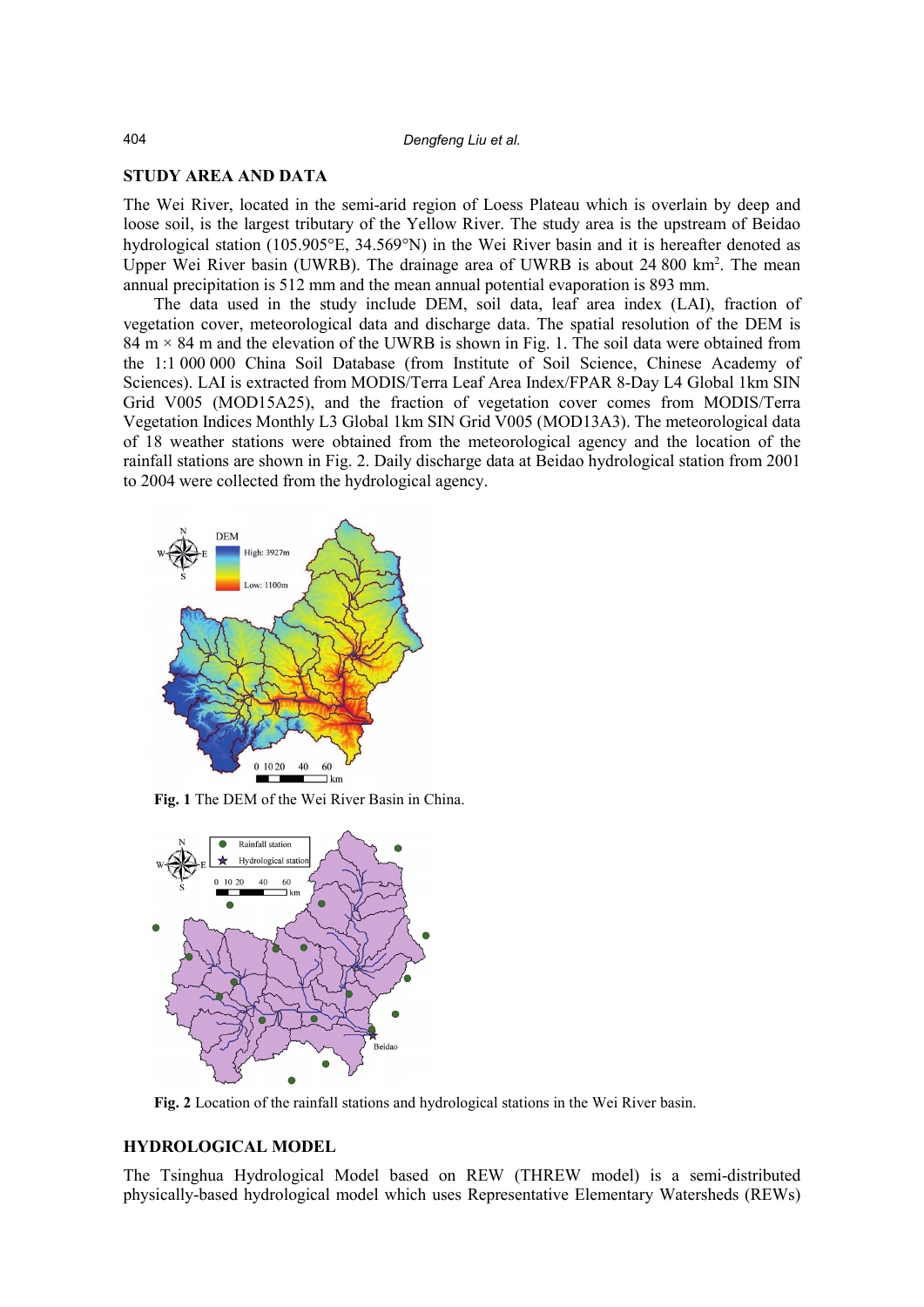## STUDY AREA AND DATA

The Wei River, located in the semi-arid region of Loess Plateau which is overlain by deep and loose soil, is the largest tributary of the Yellow River. The study area is the upstream of Beidao hydrological station (105.905°E, 34.569°N) in the Wei River basin and it is hereafter denoted as Upper Wei River basin (UWRB). The drainage area of UWRB is about 24 800 km$^2$. The mean annual precipitation is 512 mm and the mean annual potential evaporation is 893 mm.

The data used in the study include DEM, soil data, leaf area index (LAI), fraction of vegetation cover, meteorological data and discharge data. The spatial resolution of the DEM is 84 m × 84 m and the elevation of the UWRB is shown in Fig. 1. The soil data were obtained from the 1:1 000 000 China Soil Database (from Institute of Soil Science, Chinese Academy of Sciences). LAI is extracted from MODIS/Terra Leaf Area Index/FPAR 8-Day L4 Global 1km SIN Grid V005 (MOD15A25), and the fraction of vegetation cover comes from MODIS/Terra Vegetation Indices Monthly L3 Global 1km SIN Grid V005 (MOD13A3). The meteorological data of 18 weather stations were obtained from the meteorological agency and the location of the rainfall stations are shown in Fig. 2. Daily discharge data at Beidao hydrological station from 2001 to 2004 were collected from the hydrological agency.

**Fig. 1** The DEM of the Wei River Basin in China.

**Fig. 2** Location of the rainfall stations and hydrological stations in the Wei River basin.

## HYDROLOGICAL MODEL

The Tsinghua Hydrological Model based on REW (THREW model) is a semi-distributed physically-based hydrological model which uses Representative Elementary Watersheds (REWs)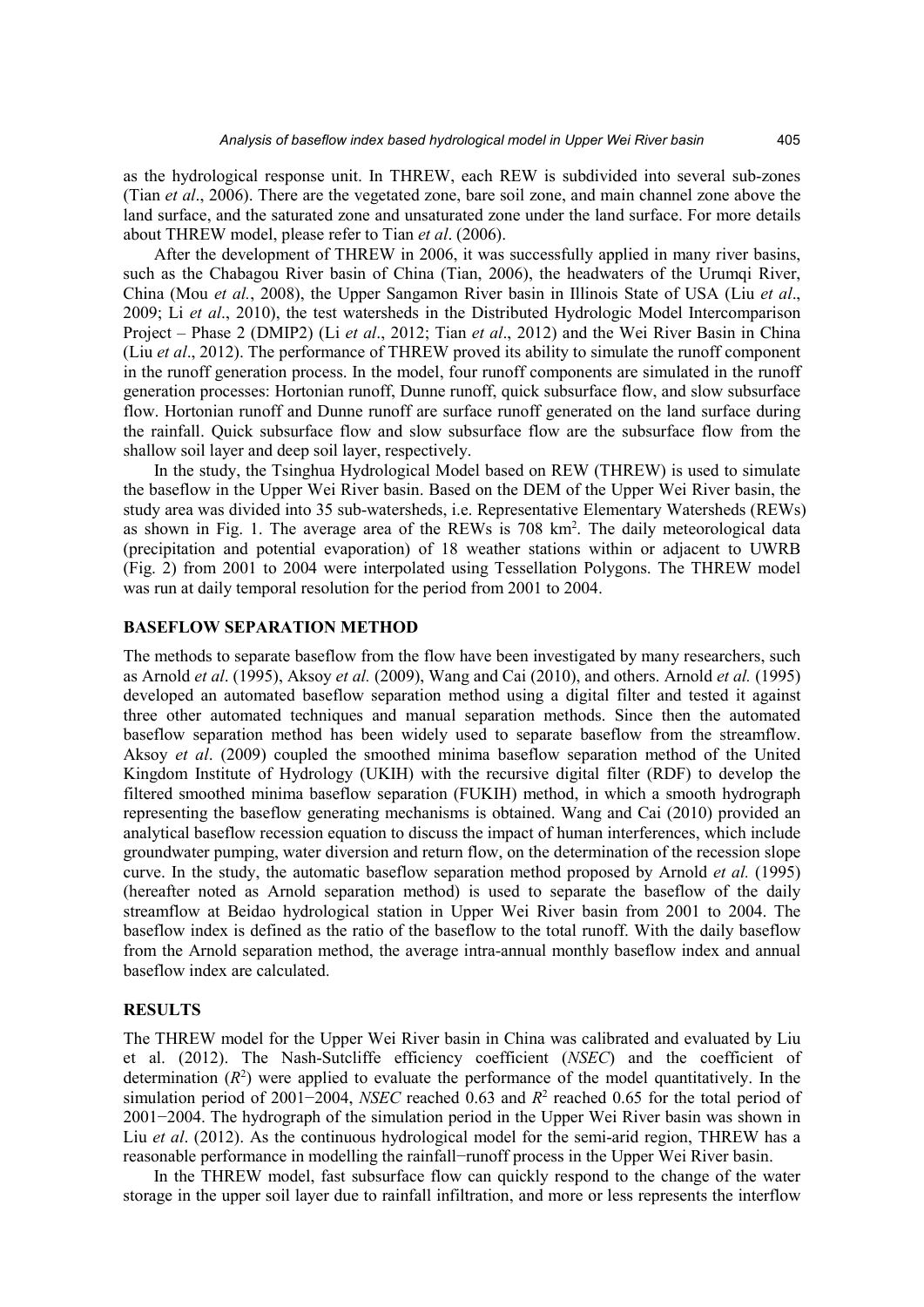as the hydrological response unit. In THREW, each REW is subdivided into several sub-zones (Tian *et al*., 2006). There are the vegetated zone, bare soil zone, and main channel zone above the land surface, and the saturated zone and unsaturated zone under the land surface. For more details about THREW model, please refer to Tian *et al*. (2006).

After the development of THREW in 2006, it was successfully applied in many river basins, such as the Chabagou River basin of China (Tian, 2006), the headwaters of the Urumqi River, China (Mou *et al.*, 2008), the Upper Sangamon River basin in Illinois State of USA (Liu *et al*., 2009; Li *et al*., 2010), the test watersheds in the Distributed Hydrologic Model Intercomparison Project – Phase 2 (DMIP2) (Li *et al*., 2012; Tian *et al*., 2012) and the Wei River Basin in China (Liu *et al*., 2012). The performance of THREW proved its ability to simulate the runoff component in the runoff generation process. In the model, four runoff components are simulated in the runoff generation processes: Hortonian runoff, Dunne runoff, quick subsurface flow, and slow subsurface flow. Hortonian runoff and Dunne runoff are surface runoff generated on the land surface during the rainfall. Quick subsurface flow and slow subsurface flow are the subsurface flow from the shallow soil layer and deep soil layer, respectively.

In the study, the Tsinghua Hydrological Model based on REW (THREW) is used to simulate the baseflow in the Upper Wei River basin. Based on the DEM of the Upper Wei River basin, the study area was divided into 35 sub-watersheds, i.e. Representative Elementary Watersheds (REWs) as shown in Fig. 1. The average area of the REWs is 708 km$^2$. The daily meteorological data (precipitation and potential evaporation) of 18 weather stations within or adjacent to UWRB (Fig. 2) from 2001 to 2004 were interpolated using Tessellation Polygons. The THREW model was run at daily temporal resolution for the period from 2001 to 2004.

## BASEFLOW SEPARATION METHOD

The methods to separate baseflow from the flow have been investigated by many researchers, such as Arnold *et al*. (1995), Aksoy *et al.* (2009), Wang and Cai (2010), and others. Arnold *et al.* (1995) developed an automated baseflow separation method using a digital filter and tested it against three other automated techniques and manual separation methods. Since then the automated baseflow separation method has been widely used to separate baseflow from the streamflow. Aksoy *et al*. (2009) coupled the smoothed minima baseflow separation method of the United Kingdom Institute of Hydrology (UKIH) with the recursive digital filter (RDF) to develop the filtered smoothed minima baseflow separation (FUKIH) method, in which a smooth hydrograph representing the baseflow generating mechanisms is obtained. Wang and Cai (2010) provided an analytical baseflow recession equation to discuss the impact of human interferences, which include groundwater pumping, water diversion and return flow, on the determination of the recession slope curve. In the study, the automatic baseflow separation method proposed by Arnold *et al.* (1995) (hereafter noted as Arnold separation method) is used to separate the baseflow of the daily streamflow at Beidao hydrological station in Upper Wei River basin from 2001 to 2004. The baseflow index is defined as the ratio of the baseflow to the total runoff. With the daily baseflow from the Arnold separation method, the average intra-annual monthly baseflow index and annual baseflow index are calculated.

## RESULTS

The THREW model for the Upper Wei River basin in China was calibrated and evaluated by Liu et al. (2012). The Nash-Sutcliffe efficiency coefficient (*NSEC*) and the coefficient of determination ($R^2$) were applied to evaluate the performance of the model quantitatively. In the simulation period of 2001−2004, *NSEC* reached 0.63 and $R^2$ reached 0.65 for the total period of 2001−2004. The hydrograph of the simulation period in the Upper Wei River basin was shown in Liu *et al*. (2012). As the continuous hydrological model for the semi-arid region, THREW has a reasonable performance in modelling the rainfall−runoff process in the Upper Wei River basin.

In the THREW model, fast subsurface flow can quickly respond to the change of the water storage in the upper soil layer due to rainfall infiltration, and more or less represents the interflow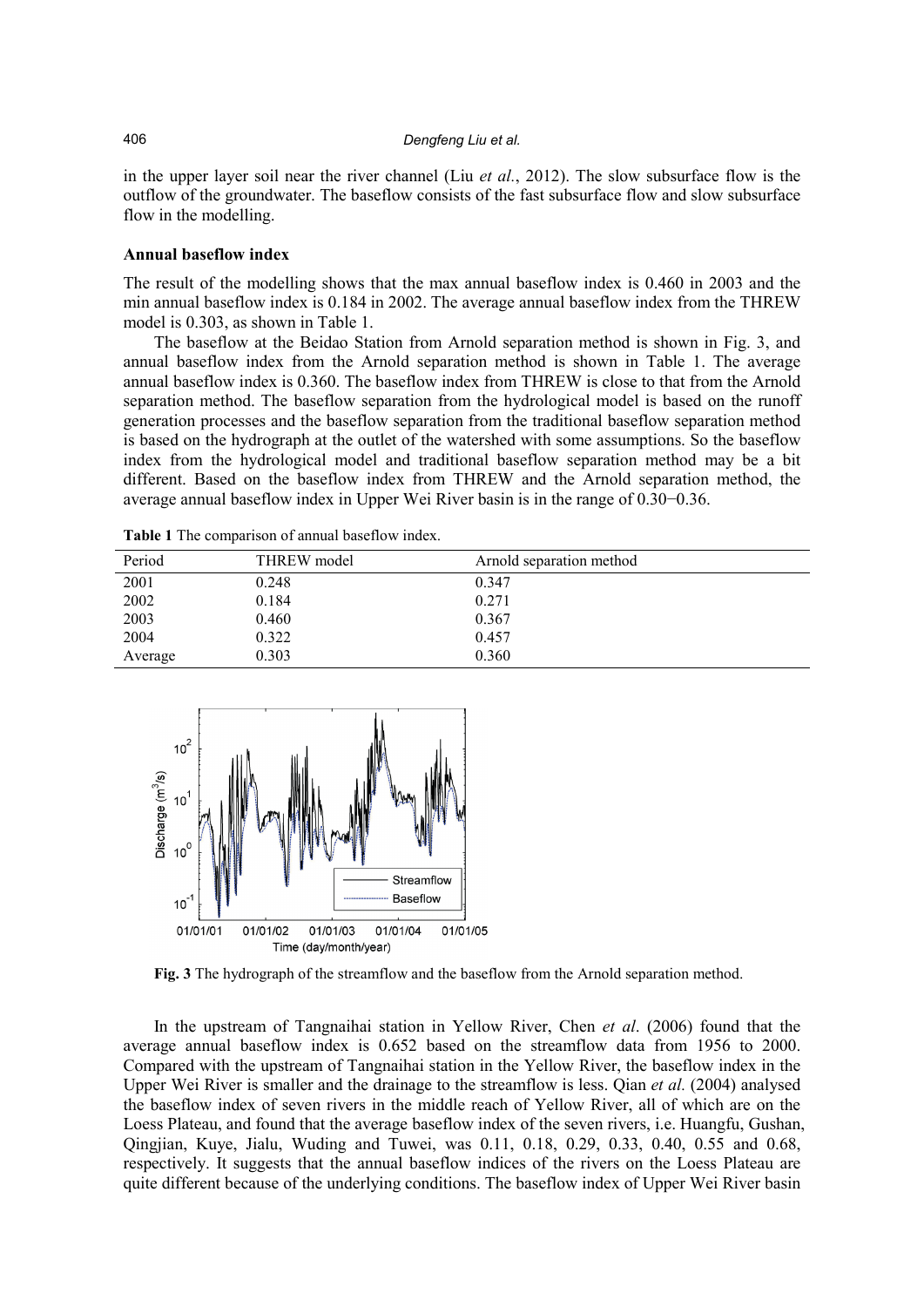in the upper layer soil near the river channel (Liu *et al.*, 2012). The slow subsurface flow is the outflow of the groundwater. The baseflow consists of the fast subsurface flow and slow subsurface flow in the modelling.

### Annual baseflow index

The result of the modelling shows that the max annual baseflow index is 0.460 in 2003 and the min annual baseflow index is 0.184 in 2002. The average annual baseflow index from the THREW model is 0.303, as shown in Table 1.

The baseflow at the Beidao Station from Arnold separation method is shown in Fig. 3, and annual baseflow index from the Arnold separation method is shown in Table 1. The average annual baseflow index is 0.360. The baseflow index from THREW is close to that from the Arnold separation method. The baseflow separation from the hydrological model is based on the runoff generation processes and the baseflow separation from the traditional baseflow separation method is based on the hydrograph at the outlet of the watershed with some assumptions. So the baseflow index from the hydrological model and traditional baseflow separation method may be a bit different. Based on the baseflow index from THREW and the Arnold separation method, the average annual baseflow index in Upper Wei River basin is in the range of 0.30−0.36.

**Table 1** The comparison of annual baseflow index.

| Period | THREW model | Arnold separation method |
| --- | --- | --- |
| 2001 | 0.248 | 0.347 |
| 2002 | 0.184 | 0.271 |
| 2003 | 0.460 | 0.367 |
| 2004 | 0.322 | 0.457 |
| Average | 0.303 | 0.360 |

**Fig. 3** The hydrograph of the streamflow and the baseflow from the Arnold separation method.

In the upstream of Tangnaihai station in Yellow River, Chen *et al*. (2006) found that the average annual baseflow index is 0.652 based on the streamflow data from 1956 to 2000. Compared with the upstream of Tangnaihai station in the Yellow River, the baseflow index in the Upper Wei River is smaller and the drainage to the streamflow is less. Qian *et al.* (2004) analysed the baseflow index of seven rivers in the middle reach of Yellow River, all of which are on the Loess Plateau, and found that the average baseflow index of the seven rivers, i.e. Huangfu, Gushan, Qingjian, Kuye, Jialu, Wuding and Tuwei, was 0.11, 0.18, 0.29, 0.33, 0.40, 0.55 and 0.68, respectively. It suggests that the annual baseflow indices of the rivers on the Loess Plateau are quite different because of the underlying conditions. The baseflow index of Upper Wei River basin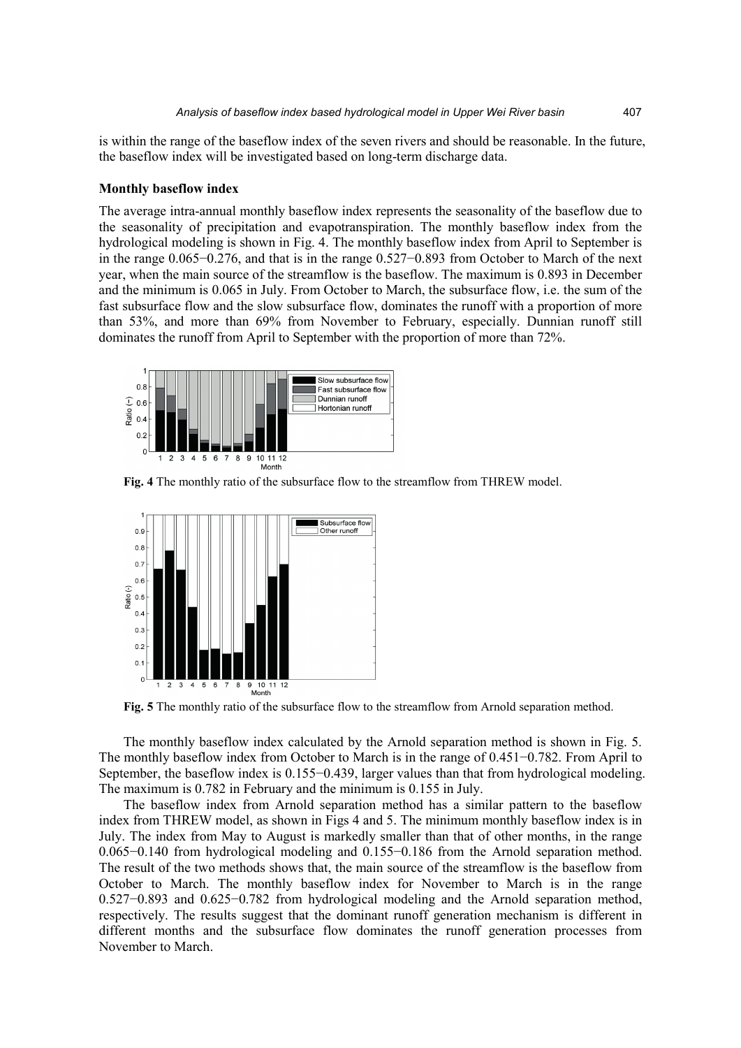is within the range of the baseflow index of the seven rivers and should be reasonable. In the future, the baseflow index will be investigated based on long-term discharge data.

**Monthly baseflow index**

The average intra-annual monthly baseflow index represents the seasonality of the baseflow due to the seasonality of precipitation and evapotranspiration. The monthly baseflow index from the hydrological modeling is shown in Fig. 4. The monthly baseflow index from April to September is in the range 0.065−0.276, and that is in the range 0.527−0.893 from October to March of the next year, when the main source of the streamflow is the baseflow. The maximum is 0.893 in December and the minimum is 0.065 in July. From October to March, the subsurface flow, i.e. the sum of the fast subsurface flow and the slow subsurface flow, dominates the runoff with a proportion of more than 53%, and more than 69% from November to February, especially. Dunnian runoff still dominates the runoff from April to September with the proportion of more than 72%.

**Fig. 4** The monthly ratio of the subsurface flow to the streamflow from THREW model.

**Fig. 5** The monthly ratio of the subsurface flow to the streamflow from Arnold separation method.

The monthly baseflow index calculated by the Arnold separation method is shown in Fig. 5. The monthly baseflow index from October to March is in the range of 0.451−0.782. From April to September, the baseflow index is 0.155−0.439, larger values than that from hydrological modeling. The maximum is 0.782 in February and the minimum is 0.155 in July.

The baseflow index from Arnold separation method has a similar pattern to the baseflow index from THREW model, as shown in Figs 4 and 5. The minimum monthly baseflow index is in July. The index from May to August is markedly smaller than that of other months, in the range 0.065−0.140 from hydrological modeling and 0.155−0.186 from the Arnold separation method. The result of the two methods shows that, the main source of the streamflow is the baseflow from October to March. The monthly baseflow index for November to March is in the range 0.527−0.893 and 0.625−0.782 from hydrological modeling and the Arnold separation method, respectively. The results suggest that the dominant runoff generation mechanism is different in different months and the subsurface flow dominates the runoff generation processes from November to March.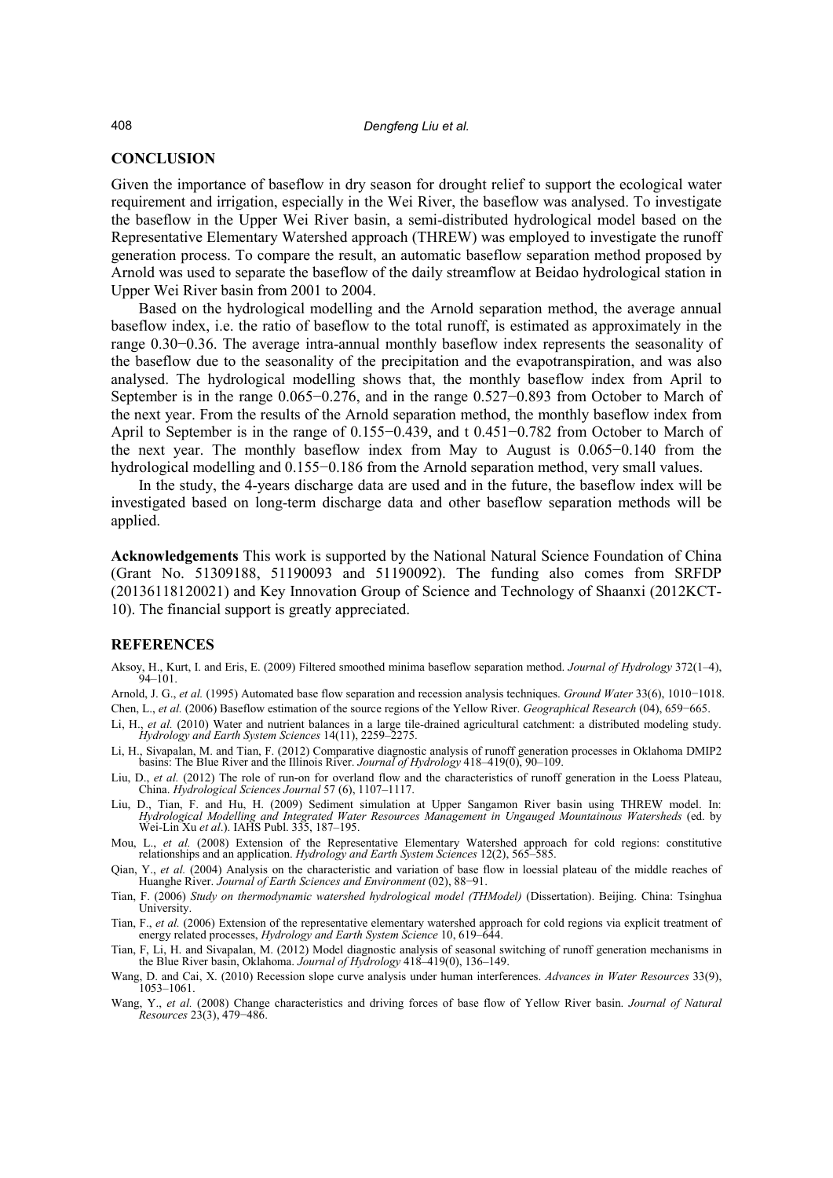## CONCLUSION

Given the importance of baseflow in dry season for drought relief to support the ecological water requirement and irrigation, especially in the Wei River, the baseflow was analysed. To investigate the baseflow in the Upper Wei River basin, a semi-distributed hydrological model based on the Representative Elementary Watershed approach (THREW) was employed to investigate the runoff generation process. To compare the result, an automatic baseflow separation method proposed by Arnold was used to separate the baseflow of the daily streamflow at Beidao hydrological station in Upper Wei River basin from 2001 to 2004.

Based on the hydrological modelling and the Arnold separation method, the average annual baseflow index, i.e. the ratio of baseflow to the total runoff, is estimated as approximately in the range 0.30−0.36. The average intra-annual monthly baseflow index represents the seasonality of the baseflow due to the seasonality of the precipitation and the evapotranspiration, and was also analysed. The hydrological modelling shows that, the monthly baseflow index from April to September is in the range 0.065−0.276, and in the range 0.527−0.893 from October to March of the next year. From the results of the Arnold separation method, the monthly baseflow index from April to September is in the range of 0.155−0.439, and t 0.451−0.782 from October to March of the next year. The monthly baseflow index from May to August is 0.065−0.140 from the hydrological modelling and 0.155−0.186 from the Arnold separation method, very small values.

In the study, the 4-years discharge data are used and in the future, the baseflow index will be investigated based on long-term discharge data and other baseflow separation methods will be applied.

**Acknowledgements** This work is supported by the National Natural Science Foundation of China (Grant No. 51309188, 51190093 and 51190092). The funding also comes from SRFDP (20136118120021) and Key Innovation Group of Science and Technology of Shaanxi (2012KCT-10). The financial support is greatly appreciated.

## REFERENCES

Aksoy, H., Kurt, I. and Eris, E. (2009) Filtered smoothed minima baseflow separation method. *Journal of Hydrology* 372(1–4), 94–101.

Arnold, J. G., *et al.* (1995) Automated base flow separation and recession analysis techniques. *Ground Water* 33(6), 1010−1018.

Chen, L., *et al.* (2006) Baseflow estimation of the source regions of the Yellow River. *Geographical Research* (04), 659−665.

Li, H., *et al.* (2010) Water and nutrient balances in a large tile-drained agricultural catchment: a distributed modeling study. *Hydrology and Earth System Sciences* 14(11), 2259–2275.

Li, H., Sivapalan, M. and Tian, F. (2012) Comparative diagnostic analysis of runoff generation processes in Oklahoma DMIP2 basins: The Blue River and the Illinois River. *Journal of Hydrology* 418–419(0), 90–109.

Liu, D., *et al.* (2012) The role of run-on for overland flow and the characteristics of runoff generation in the Loess Plateau, China. *Hydrological Sciences Journal* 57 (6), 1107–1117.

Liu, D., Tian, F. and Hu, H. (2009) Sediment simulation at Upper Sangamon River basin using THREW model. In: *Hydrological Modelling and Integrated Water Resources Management in Ungauged Mountainous Watersheds* (ed. by Wei-Lin Xu *et al*.). IAHS Publ. 335, 187–195.

Mou, L., *et al.* (2008) Extension of the Representative Elementary Watershed approach for cold regions: constitutive relationships and an application. *Hydrology and Earth System Sciences* 12(2), 565–585.

Qian, Y., *et al.* (2004) Analysis on the characteristic and variation of base flow in loessial plateau of the middle reaches of Huanghe River. *Journal of Earth Sciences and Environment* (02), 88−91.

Tian, F. (2006) *Study on thermodynamic watershed hydrological model (THModel)* (Dissertation). Beijing. China: Tsinghua University.

Tian, F., *et al.* (2006) Extension of the representative elementary watershed approach for cold regions via explicit treatment of energy related processes, *Hydrology and Earth System Science* 10, 619–644.

Tian, F, Li, H. and Sivapalan, M. (2012) Model diagnostic analysis of seasonal switching of runoff generation mechanisms in the Blue River basin, Oklahoma. *Journal of Hydrology* 418–419(0), 136–149.

Wang, D. and Cai, X. (2010) Recession slope curve analysis under human interferences. *Advances in Water Resources* 33(9), 1053–1061.

Wang, Y., *et al.* (2008) Change characteristics and driving forces of base flow of Yellow River basin. *Journal of Natural Resources* 23(3), 479−486.